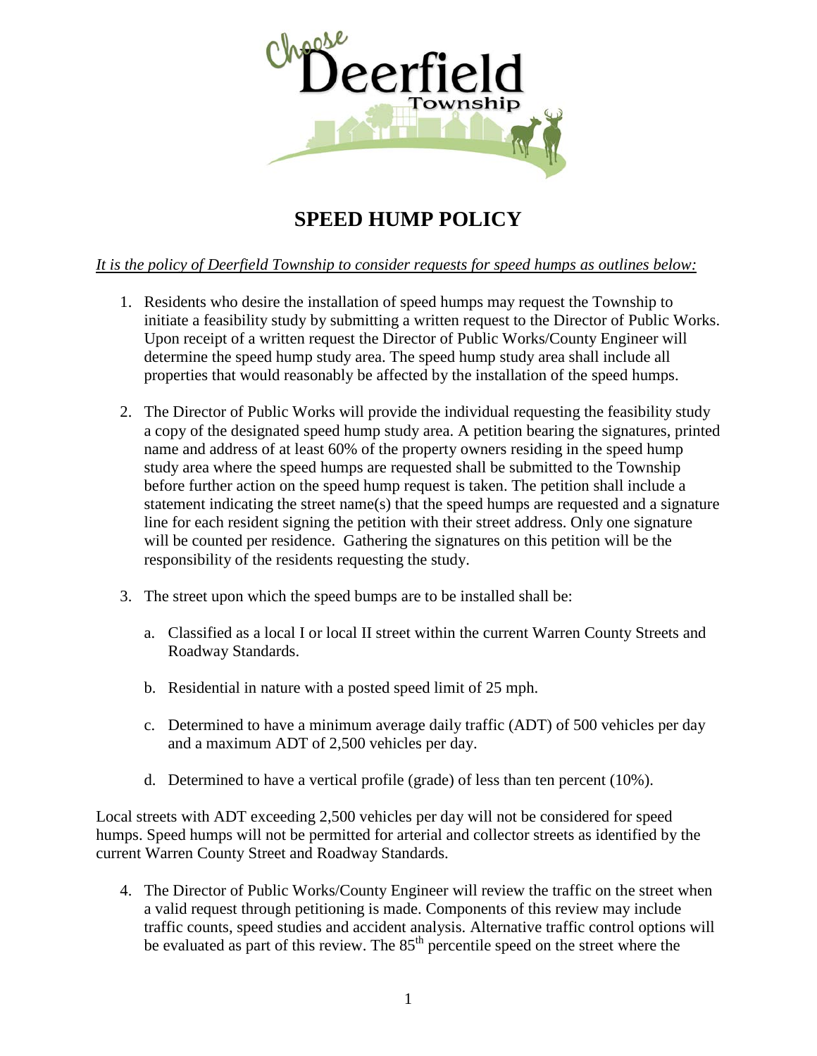# SPEED HUMP POLICY

*It is the policy of Deerfield Township to consider requests for speed humps as outlines below:*

1. Residents who desire the installation of speed humps may request the Township to initiate a feasibility study by submitting a written request to the Director of Public Works. Upon receipt of a written request the Director of Public Works/County Engineer will determine the speed hump study area. The speed hump study area shall include all properties that would reasonably be affected by the installation of the speed humps.

2. The Director of Public Works will provide the individual requesting the feasibility study a copy of the designated speed hump study area. A petition bearing the signatures, printed name and address of at least 60% of the property owners residing in the speed hump study area where the speed humps are requested shall be submitted to the Township before further action on the speed hump request is taken. The petition shall include a statement indicating the street name(s) that the speed humps are requested and a signature line for each resident signing the petition with their street address. Only one signature will be counted per residence. Gathering the signatures on this petition will be the responsibility of the residents requesting the study.

3. The street upon which the speed bumps are to be installed shall be:

   a. Classified as a local I or local II street within the current Warren County Streets and Roadway Standards.

   b. Residential in nature with a posted speed limit of 25 mph.

   c. Determined to have a minimum average daily traffic (ADT) of 500 vehicles per day and a maximum ADT of 2,500 vehicles per day.

   d. Determined to have a vertical profile (grade) of less than ten percent (10%).

Local streets with ADT exceeding 2,500 vehicles per day will not be considered for speed humps. Speed humps will not be permitted for arterial and collector streets as identified by the current Warren County Street and Roadway Standards.

4. The Director of Public Works/County Engineer will review the traffic on the street when a valid request through petitioning is made. Components of this review may include traffic counts, speed studies and accident analysis. Alternative traffic control options will be evaluated as part of this review. The 85th percentile speed on the street where the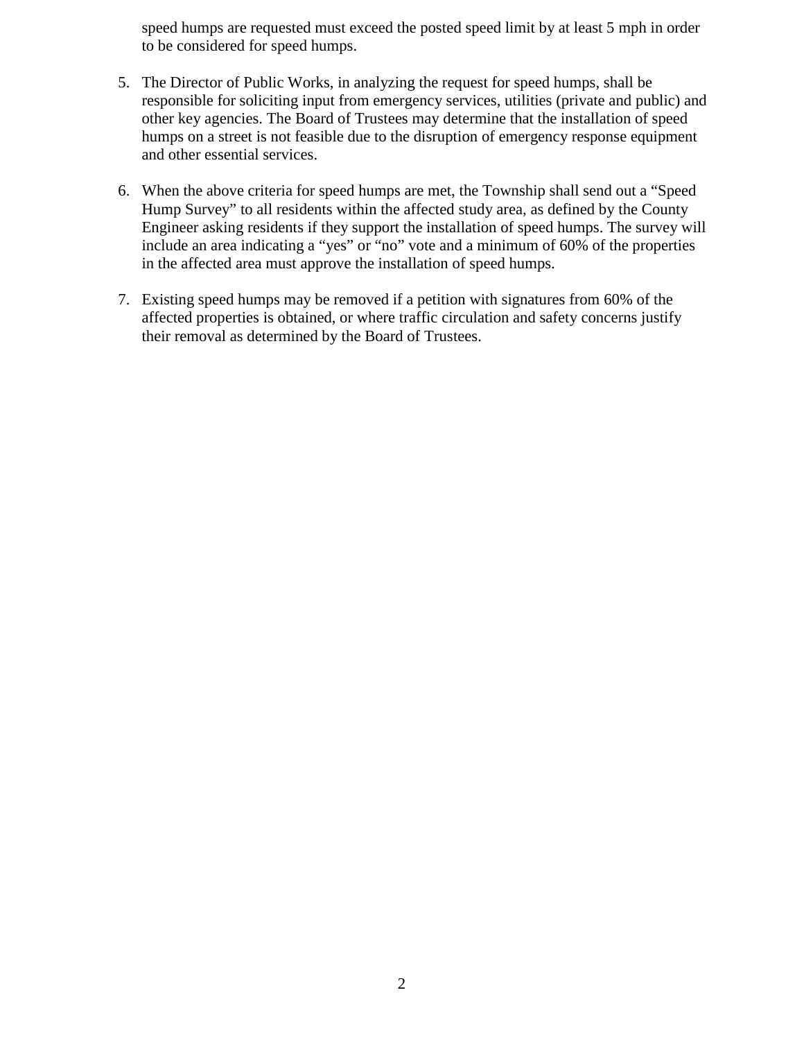speed humps are requested must exceed the posted speed limit by at least 5 mph in order to be considered for speed humps.

5. The Director of Public Works, in analyzing the request for speed humps, shall be responsible for soliciting input from emergency services, utilities (private and public) and other key agencies. The Board of Trustees may determine that the installation of speed humps on a street is not feasible due to the disruption of emergency response equipment and other essential services.

6. When the above criteria for speed humps are met, the Township shall send out a "Speed Hump Survey" to all residents within the affected study area, as defined by the County Engineer asking residents if they support the installation of speed humps. The survey will include an area indicating a "yes" or "no" vote and a minimum of 60% of the properties in the affected area must approve the installation of speed humps.

7. Existing speed humps may be removed if a petition with signatures from 60% of the affected properties is obtained, or where traffic circulation and safety concerns justify their removal as determined by the Board of Trustees.